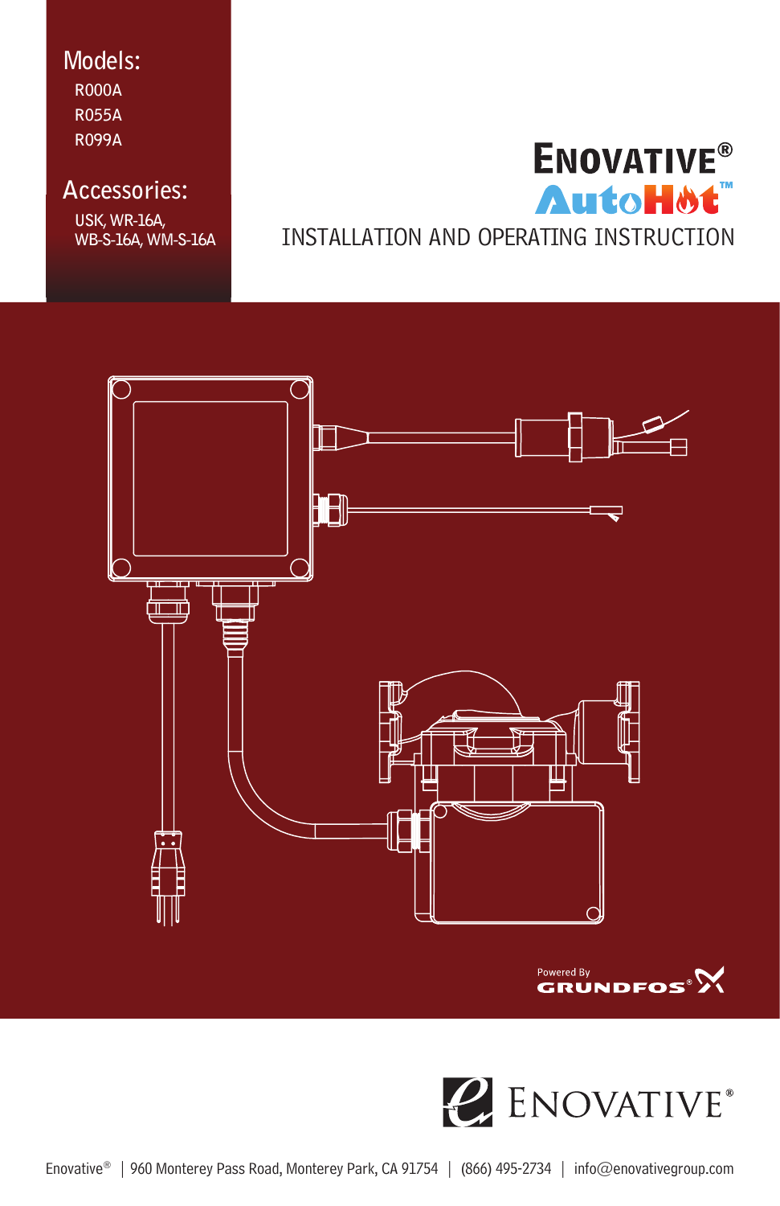## Models:

R000A
R055A
R099A

## Accessories:

USK, WR-16A,
WB-S-16A, WM-S-16A

# ENOVATIVE® AutoHot™

# INSTALLATION AND OPERATING INSTRUCTION

Powered By GRUNDFOS®

ENOVATIVE®

Enovative® | 960 Monterey Pass Road, Monterey Park, CA 91754 | (866) 495-2734 | info@enovativegroup.com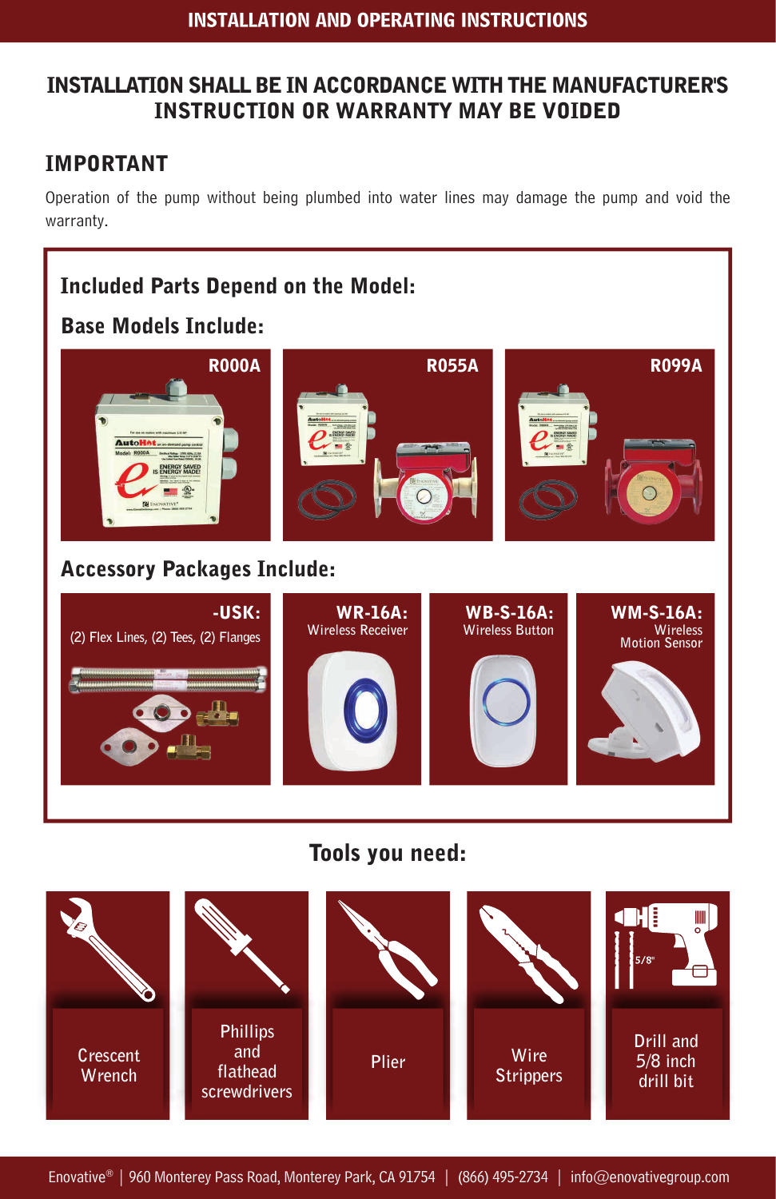# INSTALLATION AND OPERATING INSTRUCTIONS

## INSTALLATION SHALL BE IN ACCORDANCE WITH THE MANUFACTURER'S INSTRUCTION OR WARRANTY MAY BE VOIDED

## IMPORTANT

Operation of the pump without being plumbed into water lines may damage the pump and void the warranty.

### Included Parts Depend on the Model:

#### Base Models Include:

- R000A
- R055A
- R099A

#### Accessory Packages Include:

- **-USK:** (2) Flex Lines, (2) Tees, (2) Flanges
- **WR-16A:** Wireless Receiver
- **WB-S-16A:** Wireless Button
- **WM-S-16A:** Wireless Motion Sensor

## Tools you need:

- Crescent Wrench
- Phillips and flathead screwdrivers
- Plier
- Wire Strippers
- Drill and 5/8 inch drill bit

Enovative® | 960 Monterey Pass Road, Monterey Park, CA 91754 | (866) 495-2734 | info@enovativegroup.com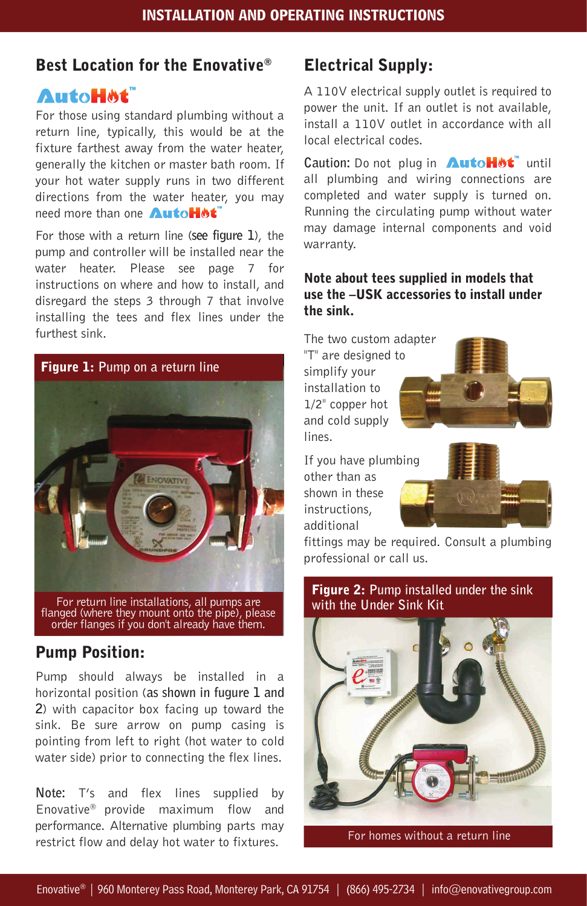## Best Location for the Enovative® AutoHot™

For those using standard plumbing without a return line, typically, this would be at the fixture farthest away from the water heater, generally the kitchen or master bath room. If your hot water supply runs in two different directions from the water heater, you may need more than one AutoHot™

For those with a return line (**see figure 1**), the pump and controller will be installed near the water heater. Please see page 7 for instructions on where and how to install, and disregard the steps 3 through 7 that involve installing the tees and flex lines under the furthest sink.

**Figure 1:** Pump on a return line

For return line installations, all pumps are flanged (where they mount onto the pipe), please order flanges if you don't already have them.

## Pump Position:

Pump should always be installed in a horizontal position (**as shown in fugure 1 and 2**) with capacitor box facing up toward the sink. Be sure arrow on pump casing is pointing from left to right (hot water to cold water side) prior to connecting the flex lines.

**Note:** T's and flex lines supplied by Enovative® provide maximum flow and performance. Alternative plumbing parts may restrict flow and delay hot water to fixtures.

## Electrical Supply:

A 110V electrical supply outlet is required to power the unit. If an outlet is not available, install a 110V outlet in accordance with all local electrical codes.

**Caution:** Do not plug in AutoHot™ until all plumbing and wiring connections are completed and water supply is turned on. Running the circulating pump without water may damage internal components and void warranty.

### Note about tees supplied in models that use the –USK accessories to install under the sink.

The two custom adapter "T" are designed to simplify your installation to 1/2" copper hot and cold supply lines.

If you have plumbing other than as shown in these instructions, additional fittings may be required. Consult a plumbing professional or call us.

**Figure 2:** Pump installed under the sink with the Under Sink Kit

For homes without a return line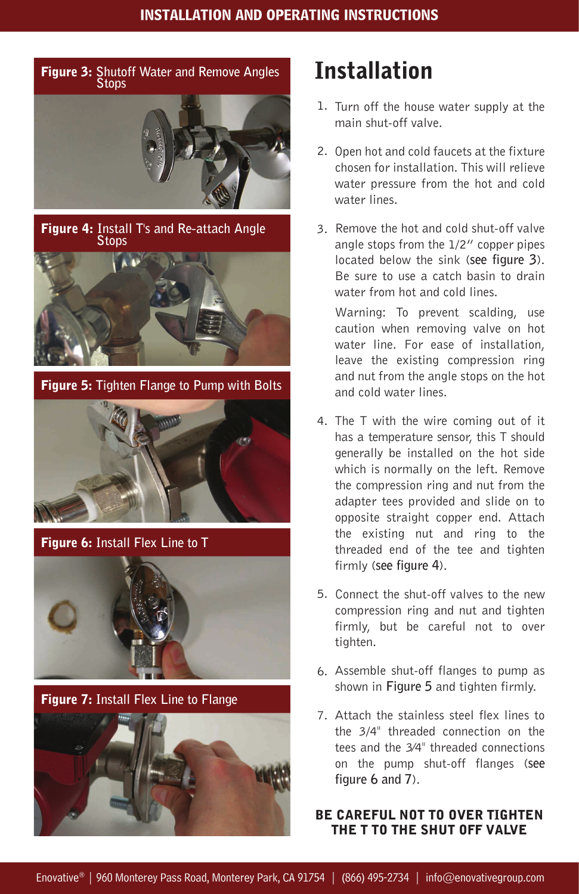**Figure 3:** Shutoff Water and Remove Angles Stops

**Figure 4:** Install T's and Re-attach Angle Stops

**Figure 5:** Tighten Flange to Pump with Bolts

**Figure 6:** Install Flex Line to T

**Figure 7:** Install Flex Line to Flange

# Installation

1. Turn off the house water supply at the main shut-off valve.
2. Open hot and cold faucets at the fixture chosen for installation. This will relieve water pressure from the hot and cold water lines.
3. Remove the hot and cold shut-off valve angle stops from the 1/2″ copper pipes located below the sink (see figure 3). Be sure to use a catch basin to drain water from hot and cold lines.

   Warning: To prevent scalding, use caution when removing valve on hot water line. For ease of installation, leave the existing compression ring and nut from the angle stops on the hot and cold water lines.
4. The T with the wire coming out of it has a temperature sensor, this T should generally be installed on the hot side which is normally on the left. Remove the compression ring and nut from the adapter tees provided and slide on to opposite straight copper end. Attach the existing nut and ring to the threaded end of the tee and tighten firmly (see figure 4).
5. Connect the shut-off valves to the new compression ring and nut and tighten firmly, but be careful not to over tighten.
6. Assemble shut-off flanges to pump as shown in Figure 5 and tighten firmly.
7. Attach the stainless steel flex lines to the 3/4" threaded connection on the tees and the 3⁄4" threaded connections on the pump shut-off flanges (see figure 6 and 7).

**BE CAREFUL NOT TO OVER TIGHTEN THE T TO THE SHUT OFF VALVE**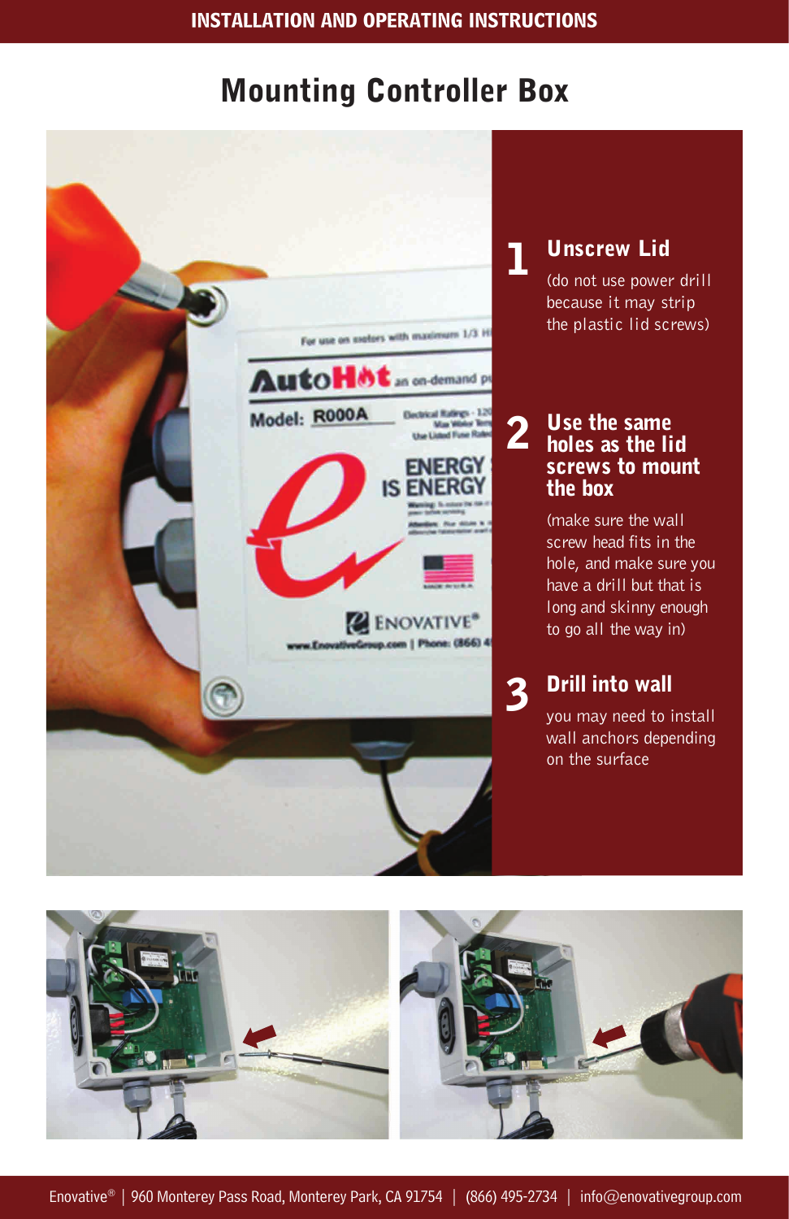# Mounting Controller Box

## 1 Unscrew Lid

(do not use power drill because it may strip the plastic lid screws)

## 2 Use the same holes as the lid screws to mount the box

(make sure the wall screw head fits in the hole, and make sure you have a drill but that is long and skinny enough to go all the way in)

## 3 Drill into wall

you may need to install wall anchors depending on the surface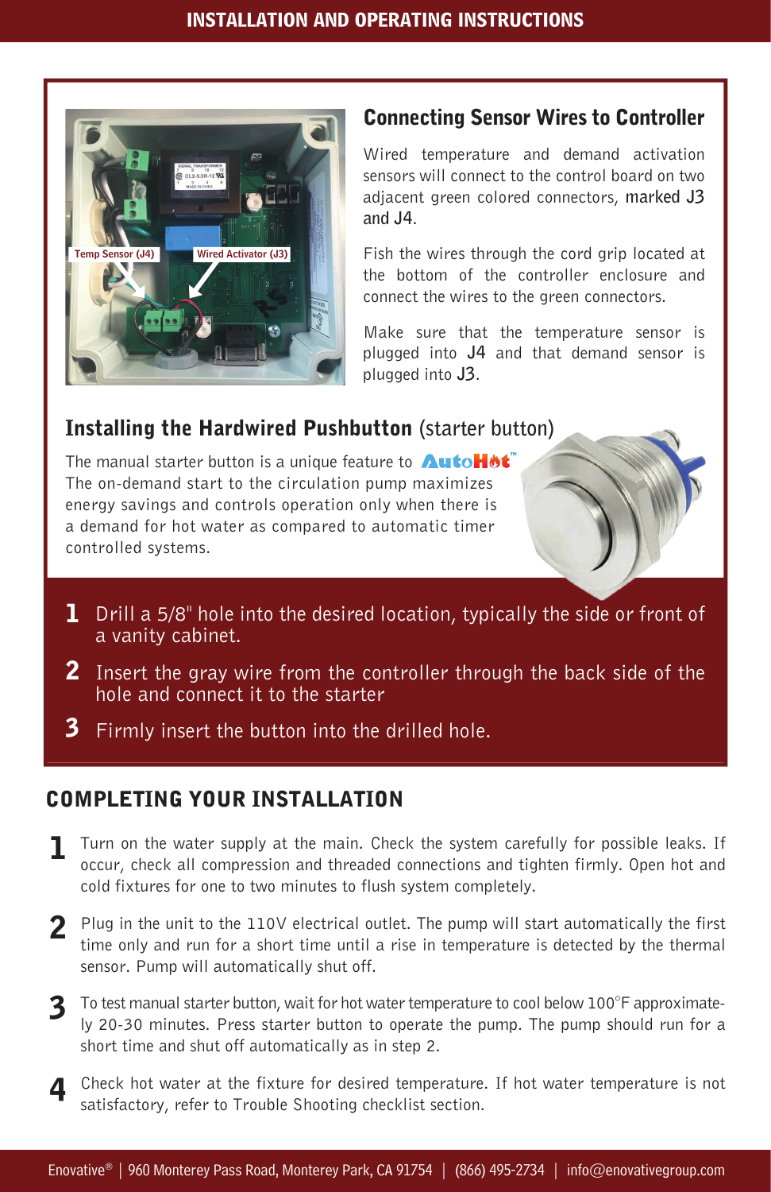## Connecting Sensor Wires to Controller

Wired temperature and demand activation sensors will connect to the control board on two adjacent green colored connectors, marked J3 and J4.

Fish the wires through the cord grip located at the bottom of the controller enclosure and connect the wires to the green connectors.

Make sure that the temperature sensor is plugged into J4 and that demand sensor is plugged into J3.

## Installing the Hardwired Pushbutton (starter button)

The manual starter button is a unique feature to AutoHot™. The on-demand start to the circulation pump maximizes energy savings and controls operation only when there is a demand for hot water as compared to automatic timer controlled systems.

1. Drill a 5/8" hole into the desired location, typically the side or front of a vanity cabinet.
2. Insert the gray wire from the controller through the back side of the hole and connect it to the starter
3. Firmly insert the button into the drilled hole.

## COMPLETING YOUR INSTALLATION

1. Turn on the water supply at the main. Check the system carefully for possible leaks. If occur, check all compression and threaded connections and tighten firmly. Open hot and cold fixtures for one to two minutes to flush system completely.
2. Plug in the unit to the 110V electrical outlet. The pump will start automatically the first time only and run for a short time until a rise in temperature is detected by the thermal sensor. Pump will automatically shut off.
3. To test manual starter button, wait for hot water temperature to cool below 100°F approximately 20-30 minutes. Press starter button to operate the pump. The pump should run for a short time and shut off automatically as in step 2.
4. Check hot water at the fixture for desired temperature. If hot water temperature is not satisfactory, refer to Trouble Shooting checklist section.

Enovative® | 960 Monterey Pass Road, Monterey Park, CA 91754 | (866) 495-2734 | info@enovativegroup.com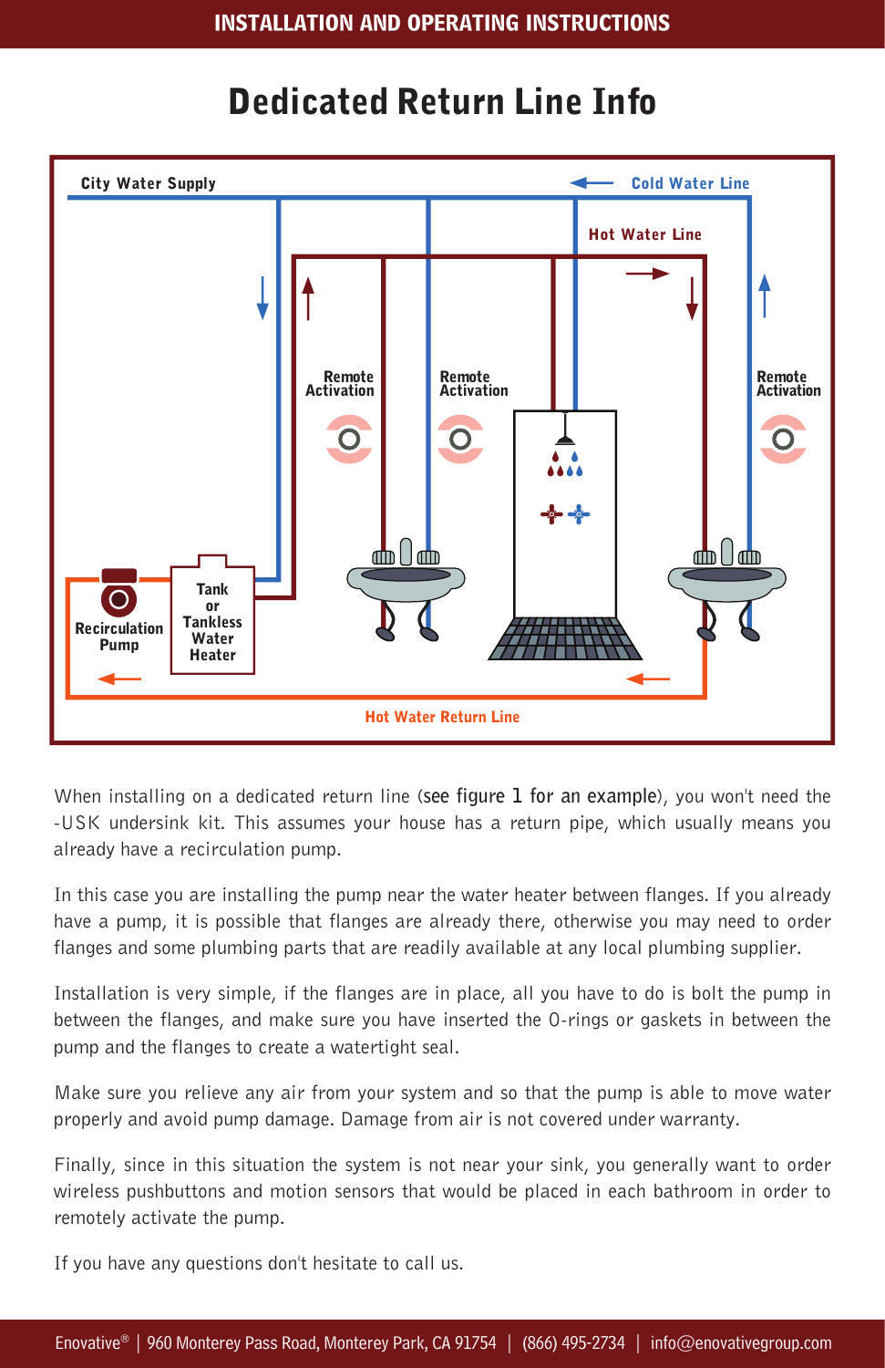# Dedicated Return Line Info

City Water Supply

Cold Water Line

Hot Water Line

Remote Activation

Remote Activation

Remote Activation

Recirculation Pump

Tank or Tankless Water Heater

Hot Water Return Line

When installing on a dedicated return line (see figure 1 for an example), you won't need the -USK undersink kit. This assumes your house has a return pipe, which usually means you already have a recirculation pump.

In this case you are installing the pump near the water heater between flanges. If you already have a pump, it is possible that flanges are already there, otherwise you may need to order flanges and some plumbing parts that are readily available at any local plumbing supplier.

Installation is very simple, if the flanges are in place, all you have to do is bolt the pump in between the flanges, and make sure you have inserted the O-rings or gaskets in between the pump and the flanges to create a watertight seal.

Make sure you relieve any air from your system and so that the pump is able to move water properly and avoid pump damage. Damage from air is not covered under warranty.

Finally, since in this situation the system is not near your sink, you generally want to order wireless pushbuttons and motion sensors that would be placed in each bathroom in order to remotely activate the pump.

If you have any questions don't hesitate to call us.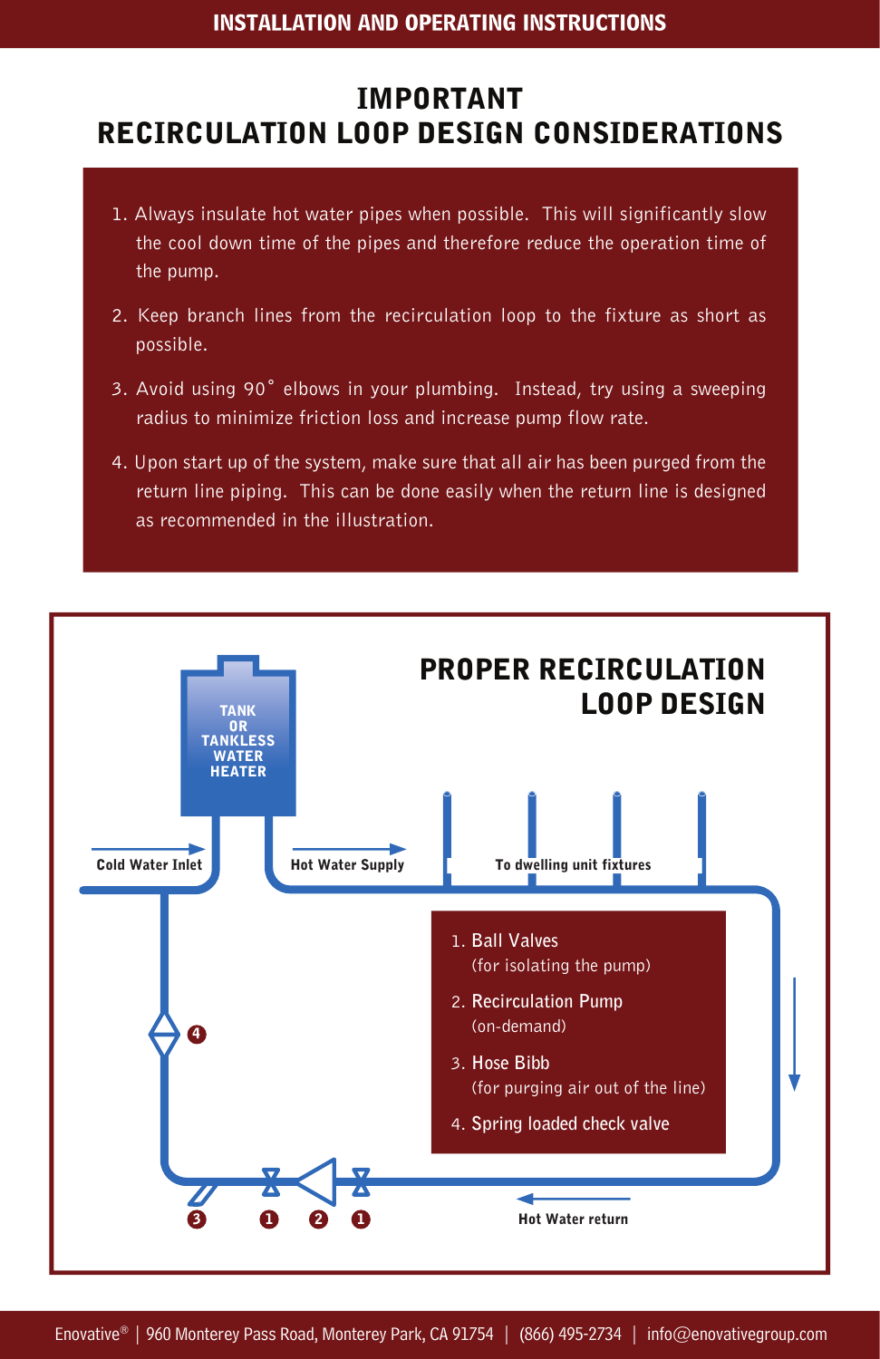# IMPORTANT
# RECIRCULATION LOOP DESIGN CONSIDERATIONS

1. Always insulate hot water pipes when possible. This will significantly slow the cool down time of the pipes and therefore reduce the operation time of the pump.
2. Keep branch lines from the recirculation loop to the fixture as short as possible.
3. Avoid using 90˚ elbows in your plumbing. Instead, try using a sweeping radius to minimize friction loss and increase pump flow rate.
4. Upon start up of the system, make sure that all air has been purged from the return line piping. This can be done easily when the return line is designed as recommended in the illustration.

## PROPER RECIRCULATION LOOP DESIGN

TANK OR TANKLESS WATER HEATER

Cold Water Inlet

Hot Water Supply

To dwelling unit fixtures

Hot Water return

1. **Ball Valves** (for isolating the pump)
2. **Recirculation Pump** (on-demand)
3. **Hose Bibb** (for purging air out of the line)
4. **Spring loaded check valve**

Enovative® | 960 Monterey Pass Road, Monterey Park, CA 91754 | (866) 495-2734 | info@enovativegroup.com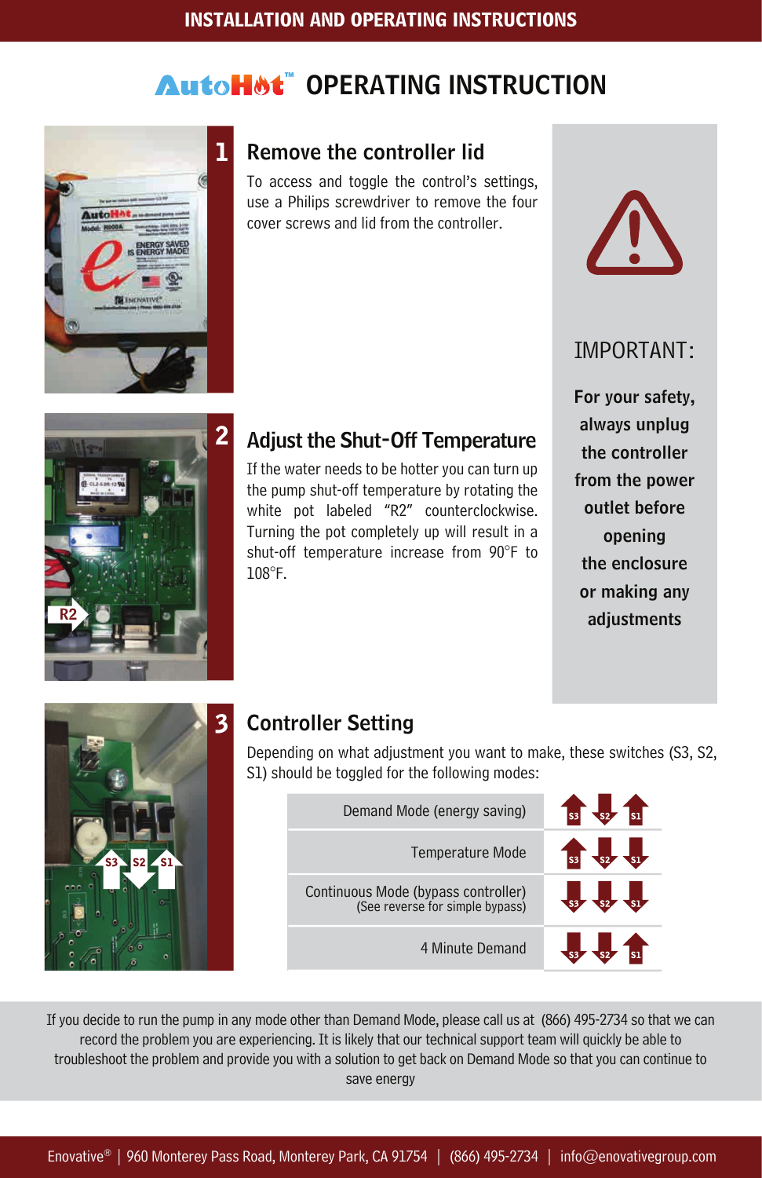# AutoHot™ OPERATING INSTRUCTION

## 1 Remove the controller lid

To access and toggle the control's settings, use a Philips screwdriver to remove the four cover screws and lid from the controller.

## 2 Adjust the Shut-Off Temperature

If the water needs to be hotter you can turn up the pump shut-off temperature by rotating the white pot labeled "R2" counterclockwise. Turning the pot completely up will result in a shut-off temperature increase from 90°F to 108°F.

## 3 Controller Setting

Depending on what adjustment you want to make, these switches (S3, S2, S1) should be toggled for the following modes:

| Mode | S3 | S2 | S1 |
|---|---|---|---|
| Demand Mode (energy saving) | Up | Down | Up |
| Temperature Mode | Up | Down | Down |
| Continuous Mode (bypass controller) (See reverse for simple bypass) | Down | Down | Down |
| 4 Minute Demand | Down | Down | Up |

**IMPORTANT:**

**For your safety, always unplug the controller from the power outlet before opening the enclosure or making any adjustments**

If you decide to run the pump in any mode other than Demand Mode, please call us at (866) 495-2734 so that we can record the problem you are experiencing. It is likely that our technical support team will quickly be able to troubleshoot the problem and provide you with a solution to get back on Demand Mode so that you can continue to save energy

Enovative® | 960 Monterey Pass Road, Monterey Park, CA 91754 | (866) 495-2734 | info@enovativegroup.com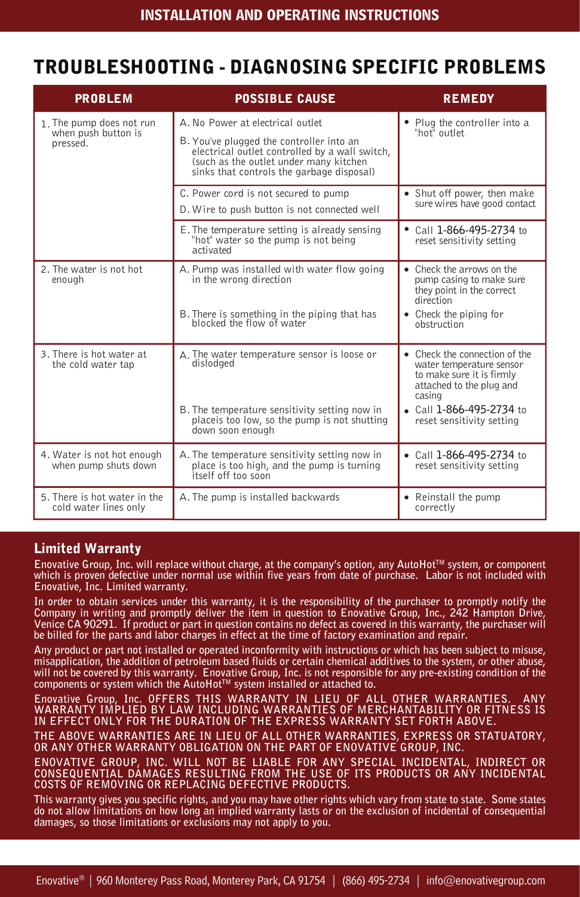# TROUBLESHOOTING - DIAGNOSING SPECIFIC PROBLEMS

| PROBLEM | POSSIBLE CAUSE | REMEDY |
|---|---|---|
| 1. The pump does not run when push button is pressed. | A. No Power at electrical outlet<br>B. You've plugged the controller into an electrical outlet controlled by a wall switch, (such as the outlet under many kitchen sinks that controls the garbage disposal) | • Plug the controller into a "hot" outlet |
| | C. Power cord is not secured to pump<br>D. Wire to push button is not connected well | • Shut off power, then make sure wires have good contact |
| | E. The temperature setting is already sensing "hot" water so the pump is not being activated | • Call 1-866-495-2734 to reset sensitivity setting |
| 2. The water is not hot enough | A. Pump was installed with water flow going in the wrong direction<br>B. There is something in the piping that has blocked the flow of water | • Check the arrows on the pump casing to make sure they point in the correct direction<br>• Check the piping for obstruction |
| 3. There is hot water at the cold water tap | A. The water temperature sensor is loose or dislodged<br>B. The temperature sensitivity setting now in placeis too low, so the pump is not shutting down soon enough | • Check the connection of the water temperature sensor to make sure it is firmly attached to the plug and casing<br>• Call 1-866-495-2734 to reset sensitivity setting |
| 4. Water is not hot enough when pump shuts down | A. The temperature sensitivity setting now in place is too high, and the pump is turning itself off too soon | • Call 1-866-495-2734 to reset sensitivity setting |
| 5. There is hot water in the cold water lines only | A. The pump is installed backwards | • Reinstall the pump correctly |

## Limited Warranty

Enovative Group, Inc. will replace without charge, at the company's option, any AutoHot™ system, or component which is proven defective under normal use within five years from date of purchase. Labor is not included with Enovative, Inc. Limited warranty.

In order to obtain services under this warranty, it is the responsibility of the purchaser to promptly notify the Company in writing and promptly deliver the item in question to Enovative Group, Inc., 242 Hampton Drive, Venice CA 90291. If product or part in question contains no defect as covered in this warranty, the purchaser will be billed for the parts and labor charges in effect at the time of factory examination and repair.

Any product or part not installed or operated inconformity with instructions or which has been subject to misuse, misapplication, the addition of petroleum based fluids or certain chemical additives to the system, or other abuse, will not be covered by this warranty. Enovative Group, Inc. is not responsible for any pre-existing condition of the components or system which the AutoHot™ system installed or attached to.

Enovative Group, Inc. OFFERS THIS WARRANTY IN LIEU OF ALL OTHER WARRANTIES. ANY WARRANTY IMPLIED BY LAW INCLUDING WARRANTIES OF MERCHANTABILITY OR FITNESS IS IN EFFECT ONLY FOR THE DURATION OF THE EXPRESS WARRANTY SET FORTH ABOVE.

THE ABOVE WARRANTIES ARE IN LIEU OF ALL OTHER WARRANTIES, EXPRESS OR STATUATORY, OR ANY OTHER WARRANTY OBLIGATION ON THE PART OF ENOVATIVE GROUP, INC.

ENOVATIVE GROUP, INC. WILL NOT BE LIABLE FOR ANY SPECIAL INCIDENTAL, INDIRECT OR CONSEQUENTIAL DAMAGES RESULTING FROM THE USE OF ITS PRODUCTS OR ANY INCIDENTAL COSTS OF REMOVING OR REPLACING DEFECTIVE PRODUCTS.

This warranty gives you specific rights, and you may have other rights which vary from state to state. Some states do not allow limitations on how long an implied warranty lasts or on the exclusion of incidental of consequential damages, so those limitations or exclusions may not apply to you.

Enovative® | 960 Monterey Pass Road, Monterey Park, CA 91754 | (866) 495-2734 | info@enovativegroup.com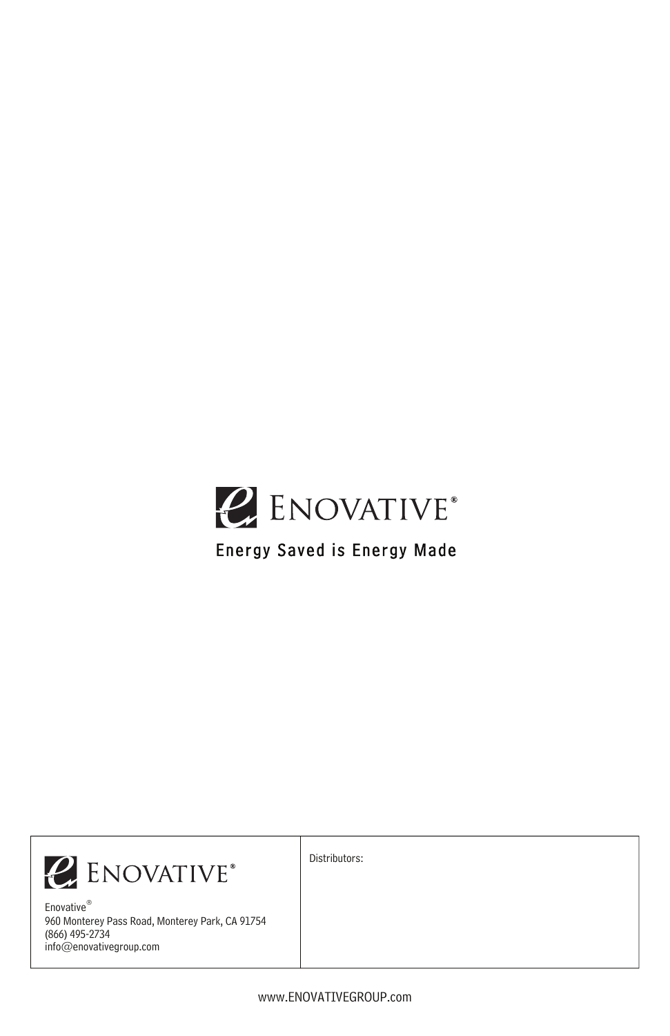ENOVATIVE®

Energy Saved is Energy Made

| | |
|---|---|
| ENOVATIVE®<br><br>Enovative®<br>960 Monterey Pass Road, Monterey Park, CA 91754<br>(866) 495-2734<br>info@enovativegroup.com | Distributors: |

www.ENOVATIVEGROUP.com